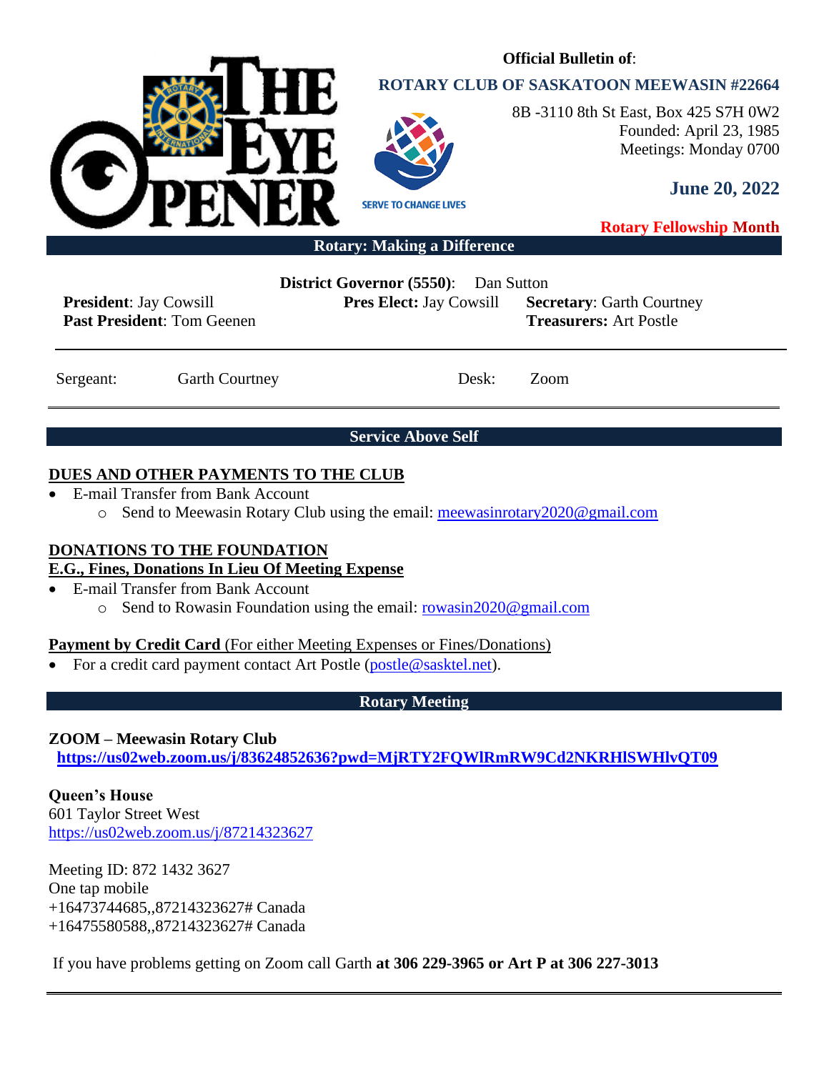# THE EYE OPENER

**Official Bulletin of**:

**ROTARY CLUB OF SASKATOON MEEWASIN #22664**

SERVE TO CHANGE LIVES

8B -3110 8th St East, Box 425 S7H 0W2
Founded: April 23, 1985
Meetings: Monday 0700

**June 20, 2022**

**Rotary Fellowship Month**

**Rotary: Making a Difference**

**District Governor (5550)**: Dan Sutton

**President**: Jay Cowsill
**Past President**: Tom Geenen

**Pres Elect:** Jay Cowsill

**Secretary**: Garth Courtney
**Treasurers:** Art Postle

Sergeant: Garth Courtney

Desk: Zoom

**Service Above Self**

## DUES AND OTHER PAYMENTS TO THE CLUB

- E-mail Transfer from Bank Account
  - Send to Meewasin Rotary Club using the email: meewasinrotary2020@gmail.com

## DONATIONS TO THE FOUNDATION
### E.G., Fines, Donations In Lieu Of Meeting Expense

- E-mail Transfer from Bank Account
  - Send to Rowasin Foundation using the email: rowasin2020@gmail.com

**Payment by Credit Card** (For either Meeting Expenses or Fines/Donations)

- For a credit card payment contact Art Postle (postle@sasktel.net).

**Rotary Meeting**

**ZOOM – Meewasin Rotary Club**
**https://us02web.zoom.us/j/83624852636?pwd=MjRTY2FQWlRmRW9Cd2NKRHlSWHlvQT09**

**Queen's House**
601 Taylor Street West
https://us02web.zoom.us/j/87214323627

Meeting ID: 872 1432 3627
One tap mobile
+16473744685,,87214323627# Canada
+16475580588,,87214323627# Canada

If you have problems getting on Zoom call Garth **at 306 229-3965 or Art P at 306 227-3013**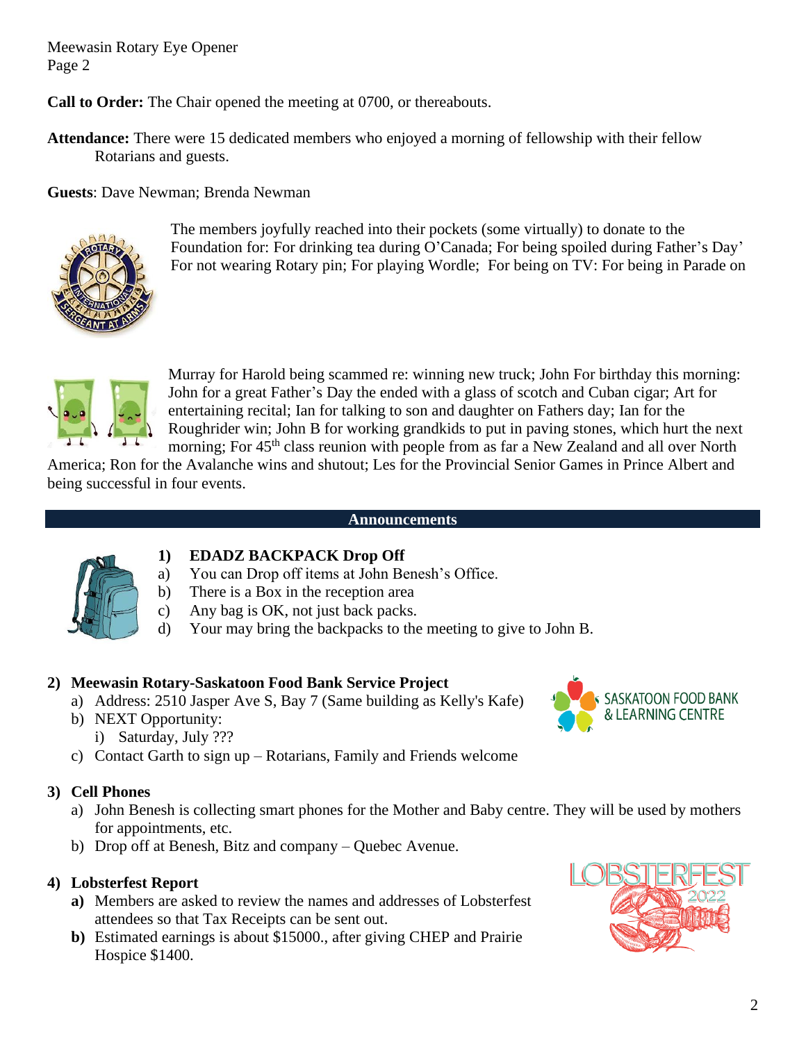Meewasin Rotary Eye Opener
Page 2

**Call to Order:** The Chair opened the meeting at 0700, or thereabouts.

**Attendance:** There were 15 dedicated members who enjoyed a morning of fellowship with their fellow Rotarians and guests.

**Guests**: Dave Newman; Brenda Newman

The members joyfully reached into their pockets (some virtually) to donate to the Foundation for: For drinking tea during O'Canada; For being spoiled during Father's Day' For not wearing Rotary pin; For playing Wordle; For being on TV: For being in Parade on Murray for Harold being scammed re: winning new truck; John For birthday this morning: John for a great Father's Day the ended with a glass of scotch and Cuban cigar; Art for entertaining recital; Ian for talking to son and daughter on Fathers day; Ian for the Roughrider win; John B for working grandkids to put in paving stones, which hurt the next morning; For 45th class reunion with people from as far a New Zealand and all over North America; Ron for the Avalanche wins and shutout; Les for the Provincial Senior Games in Prince Albert and being successful in four events.

## Announcements

1) **EDADZ BACKPACK Drop Off**
   a) You can Drop off items at John Benesh's Office.
   b) There is a Box in the reception area
   c) Any bag is OK, not just back packs.
   d) Your may bring the backpacks to the meeting to give to John B.

2) **Meewasin Rotary-Saskatoon Food Bank Service Project**
   a) Address: 2510 Jasper Ave S, Bay 7 (Same building as Kelly's Kafe)
   b) NEXT Opportunity:
      i) Saturday, July ???
   c) Contact Garth to sign up – Rotarians, Family and Friends welcome

SASKATOON FOOD BANK & LEARNING CENTRE

3) **Cell Phones**
   a) John Benesh is collecting smart phones for the Mother and Baby centre. They will be used by mothers for appointments, etc.
   b) Drop off at Benesh, Bitz and company – Quebec Avenue.

4) **Lobsterfest Report**
   **a)** Members are asked to review the names and addresses of Lobsterfest attendees so that Tax Receipts can be sent out.
   **b)** Estimated earnings is about $15000., after giving CHEP and Prairie Hospice $1400.

LOBSTERFEST 2022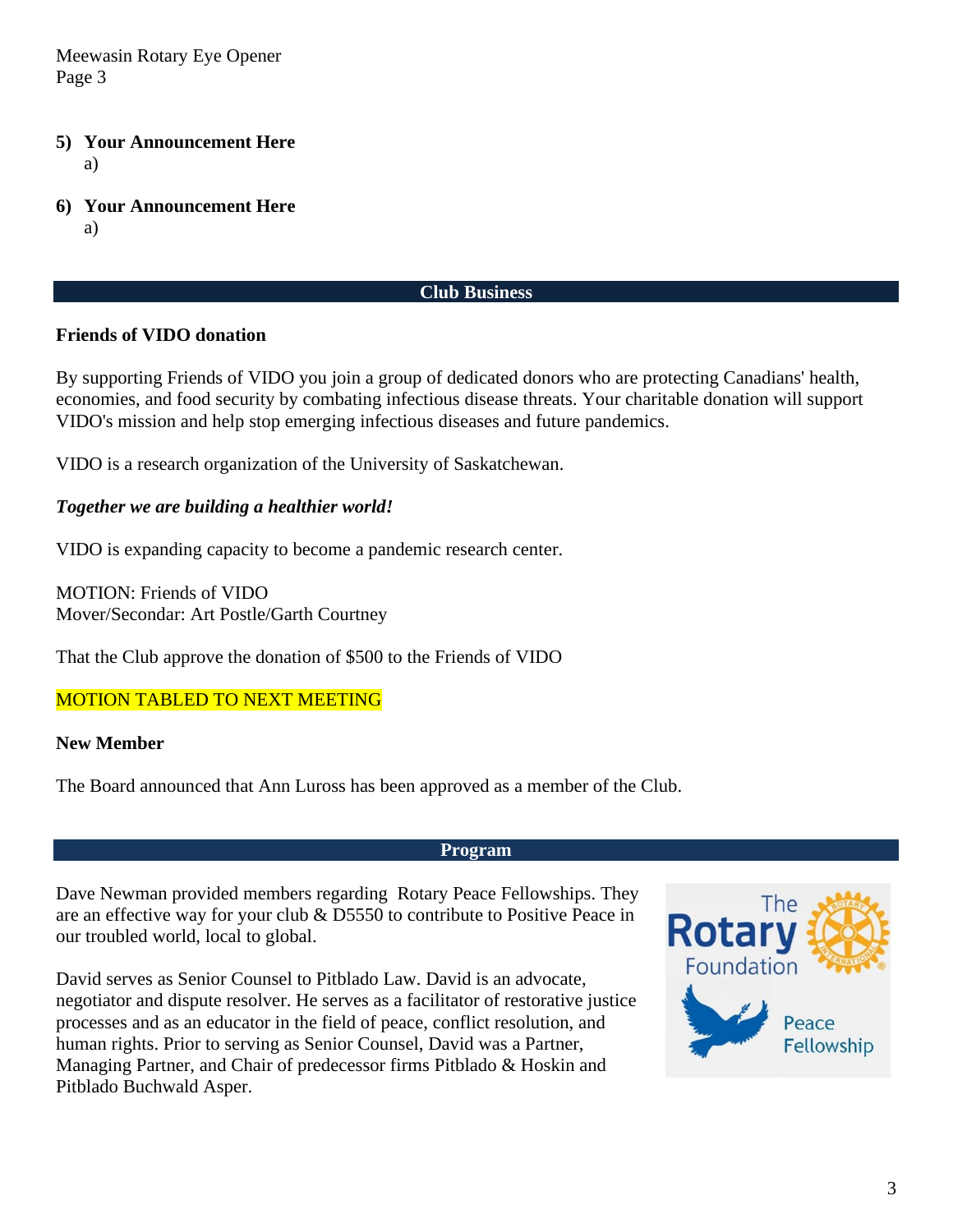5) **Your Announcement Here**
   a)

6) **Your Announcement Here**
   a)

## Club Business

**Friends of VIDO donation**

By supporting Friends of VIDO you join a group of dedicated donors who are protecting Canadians' health, economies, and food security by combating infectious disease threats. Your charitable donation will support VIDO's mission and help stop emerging infectious diseases and future pandemics.

VIDO is a research organization of the University of Saskatchewan.

***Together we are building a healthier world!***

VIDO is expanding capacity to become a pandemic research center.

MOTION: Friends of VIDO
Mover/Secondar: Art Postle/Garth Courtney

That the Club approve the donation of $500 to the Friends of VIDO

MOTION TABLED TO NEXT MEETING

**New Member**

The Board announced that Ann Luross has been approved as a member of the Club.

## Program

Dave Newman provided members regarding Rotary Peace Fellowships. They are an effective way for your club & D5550 to contribute to Positive Peace in our troubled world, local to global.

David serves as Senior Counsel to Pitblado Law. David is an advocate, negotiator and dispute resolver. He serves as a facilitator of restorative justice processes and as an educator in the field of peace, conflict resolution, and human rights. Prior to serving as Senior Counsel, David was a Partner, Managing Partner, and Chair of predecessor firms Pitblado & Hoskin and Pitblado Buchwald Asper.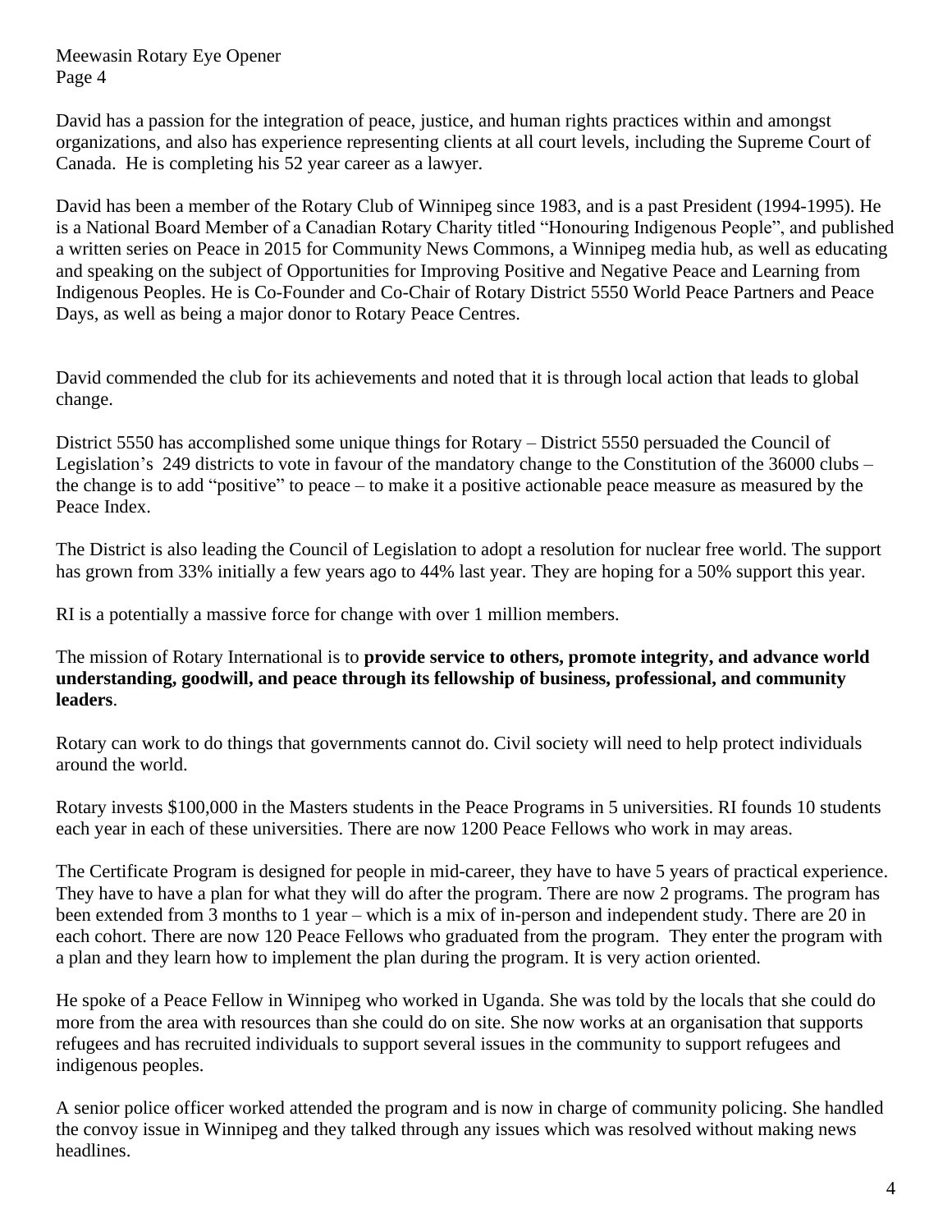David has a passion for the integration of peace, justice, and human rights practices within and amongst organizations, and also has experience representing clients at all court levels, including the Supreme Court of Canada. He is completing his 52 year career as a lawyer.

David has been a member of the Rotary Club of Winnipeg since 1983, and is a past President (1994-1995). He is a National Board Member of a Canadian Rotary Charity titled "Honouring Indigenous People", and published a written series on Peace in 2015 for Community News Commons, a Winnipeg media hub, as well as educating and speaking on the subject of Opportunities for Improving Positive and Negative Peace and Learning from Indigenous Peoples. He is Co-Founder and Co-Chair of Rotary District 5550 World Peace Partners and Peace Days, as well as being a major donor to Rotary Peace Centres.

David commended the club for its achievements and noted that it is through local action that leads to global change.

District 5550 has accomplished some unique things for Rotary – District 5550 persuaded the Council of Legislation's 249 districts to vote in favour of the mandatory change to the Constitution of the 36000 clubs – the change is to add "positive" to peace – to make it a positive actionable peace measure as measured by the Peace Index.

The District is also leading the Council of Legislation to adopt a resolution for nuclear free world. The support has grown from 33% initially a few years ago to 44% last year. They are hoping for a 50% support this year.

RI is a potentially a massive force for change with over 1 million members.

The mission of Rotary International is to **provide service to others, promote integrity, and advance world understanding, goodwill, and peace through its fellowship of business, professional, and community leaders**.

Rotary can work to do things that governments cannot do. Civil society will need to help protect individuals around the world.

Rotary invests $100,000 in the Masters students in the Peace Programs in 5 universities. RI founds 10 students each year in each of these universities. There are now 1200 Peace Fellows who work in may areas.

The Certificate Program is designed for people in mid-career, they have to have 5 years of practical experience. They have to have a plan for what they will do after the program. There are now 2 programs. The program has been extended from 3 months to 1 year – which is a mix of in-person and independent study. There are 20 in each cohort. There are now 120 Peace Fellows who graduated from the program. They enter the program with a plan and they learn how to implement the plan during the program. It is very action oriented.

He spoke of a Peace Fellow in Winnipeg who worked in Uganda. She was told by the locals that she could do more from the area with resources than she could do on site. She now works at an organisation that supports refugees and has recruited individuals to support several issues in the community to support refugees and indigenous peoples.

A senior police officer worked attended the program and is now in charge of community policing. She handled the convoy issue in Winnipeg and they talked through any issues which was resolved without making news headlines.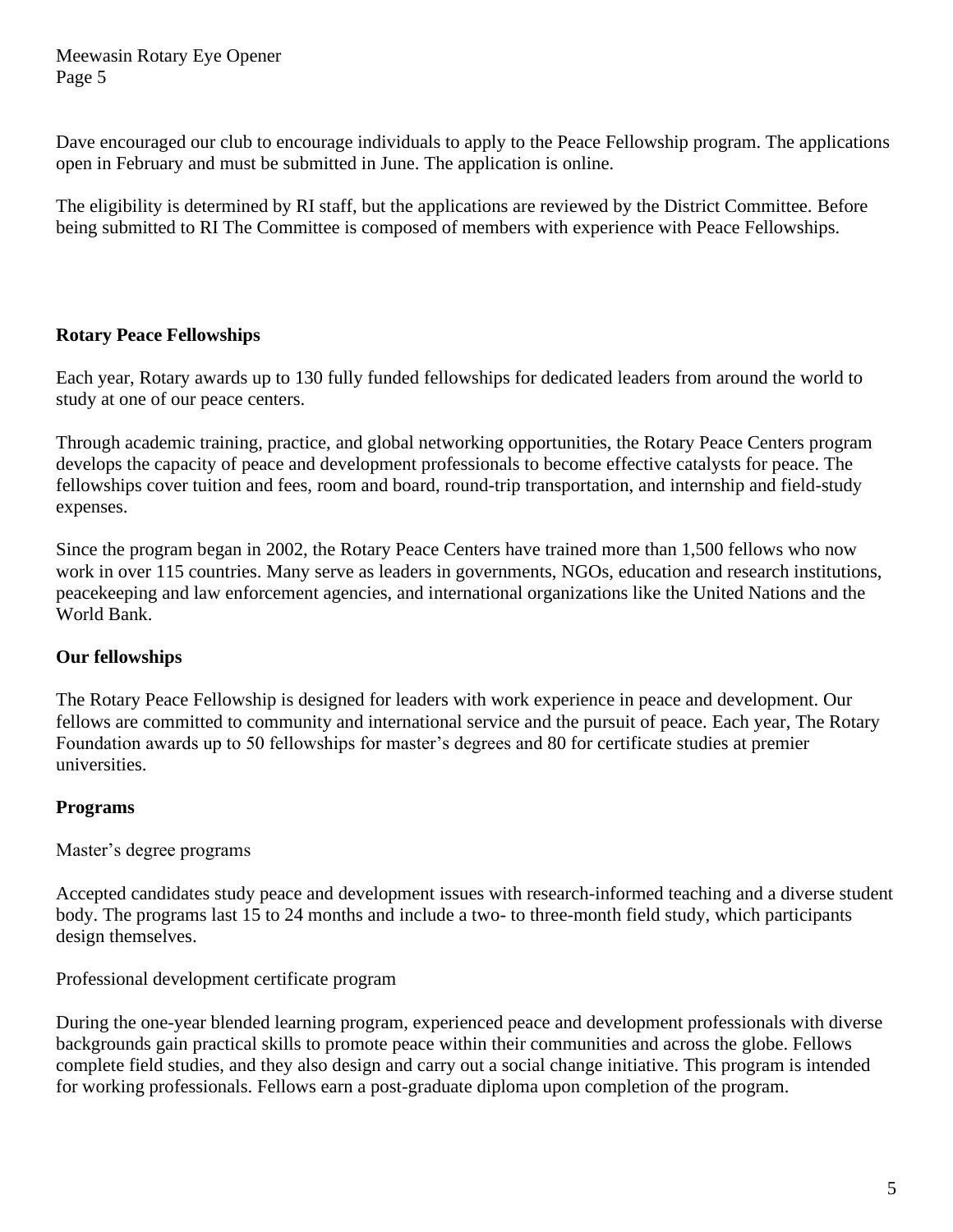Dave encouraged our club to encourage individuals to apply to the Peace Fellowship program. The applications open in February and must be submitted in June. The application is online.

The eligibility is determined by RI staff, but the applications are reviewed by the District Committee. Before being submitted to RI The Committee is composed of members with experience with Peace Fellowships.

**Rotary Peace Fellowships**

Each year, Rotary awards up to 130 fully funded fellowships for dedicated leaders from around the world to study at one of our peace centers.

Through academic training, practice, and global networking opportunities, the Rotary Peace Centers program develops the capacity of peace and development professionals to become effective catalysts for peace. The fellowships cover tuition and fees, room and board, round-trip transportation, and internship and field-study expenses.

Since the program began in 2002, the Rotary Peace Centers have trained more than 1,500 fellows who now work in over 115 countries. Many serve as leaders in governments, NGOs, education and research institutions, peacekeeping and law enforcement agencies, and international organizations like the United Nations and the World Bank.

**Our fellowships**

The Rotary Peace Fellowship is designed for leaders with work experience in peace and development. Our fellows are committed to community and international service and the pursuit of peace. Each year, The Rotary Foundation awards up to 50 fellowships for master's degrees and 80 for certificate studies at premier universities.

**Programs**

Master's degree programs

Accepted candidates study peace and development issues with research-informed teaching and a diverse student body. The programs last 15 to 24 months and include a two- to three-month field study, which participants design themselves.

Professional development certificate program

During the one-year blended learning program, experienced peace and development professionals with diverse backgrounds gain practical skills to promote peace within their communities and across the globe. Fellows complete field studies, and they also design and carry out a social change initiative. This program is intended for working professionals. Fellows earn a post-graduate diploma upon completion of the program.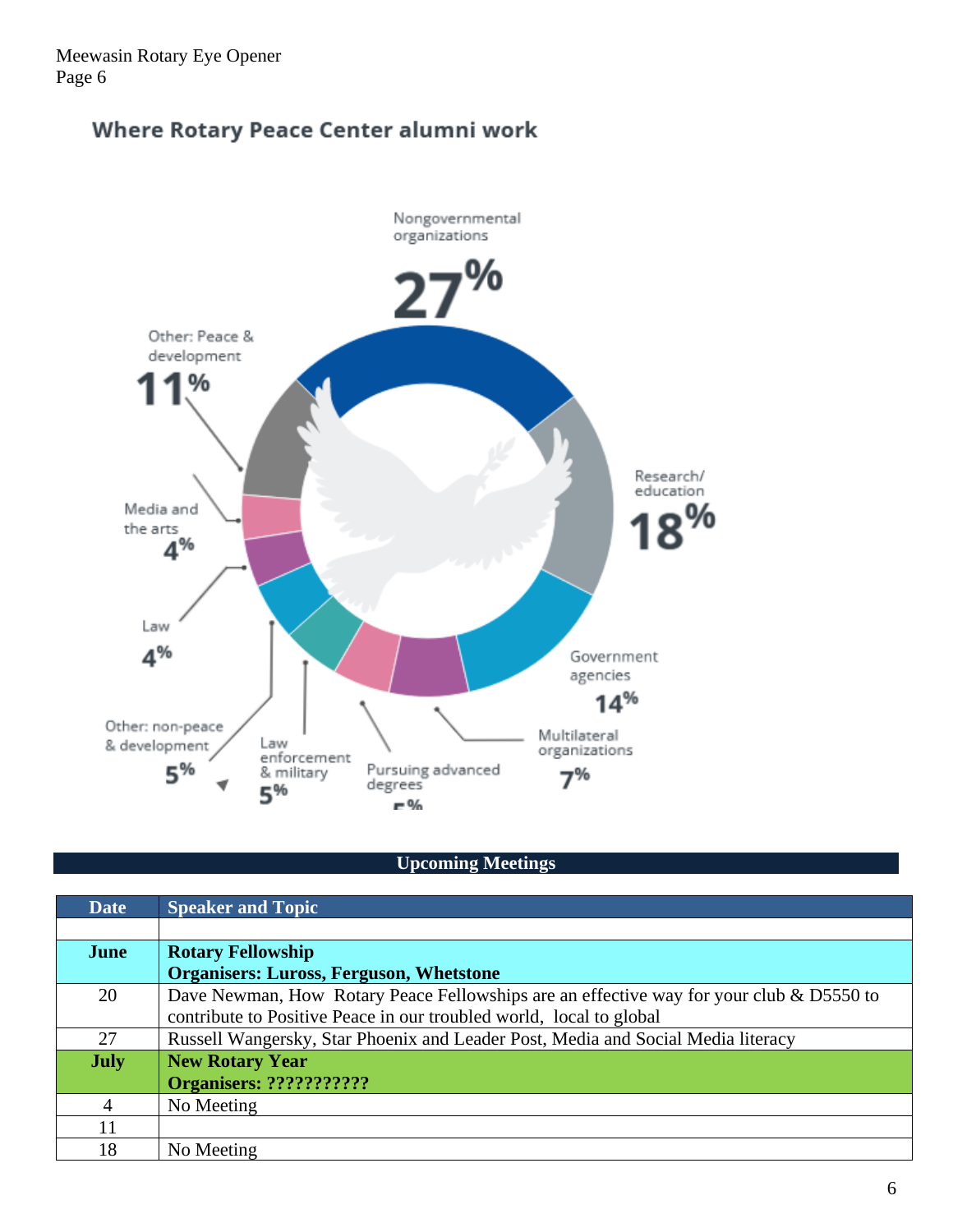## Where Rotary Peace Center alumni work

Nongovernmental organizations 27%

Research/education 18%

Government agencies 14%

Multilateral organizations 7%

Pursuing advanced degrees 5%

Law enforcement & military 5%

Other: non-peace & development 5%

Law 4%

Media and the arts 4%

Other: Peace & development 11%

## Upcoming Meetings

| Date | Speaker and Topic |
|---|---|
| | |
| **June** | **Rotary Fellowship**<br>**Organisers: Luross, Ferguson, Whetstone** |
| 20 | Dave Newman, How Rotary Peace Fellowships are an effective way for your club & D5550 to contribute to Positive Peace in our troubled world, local to global |
| 27 | Russell Wangersky, Star Phoenix and Leader Post, Media and Social Media literacy |
| **July** | **New Rotary Year**<br>**Organisers: ???????????** |
| 4 | No Meeting |
| 11 | |
| 18 | No Meeting |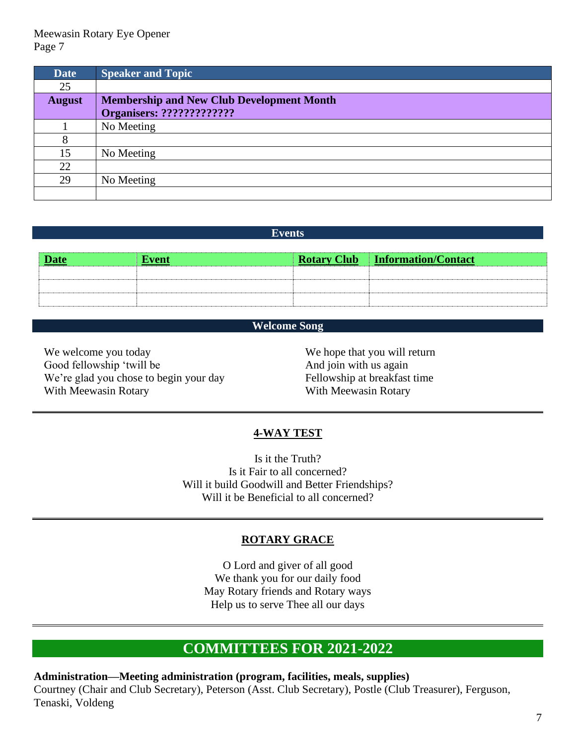| Date | Speaker and Topic |
| --- | --- |
| 25 | |
| **August** | **Membership and New Club Development Month**<br>**Organisers: ?????????????** |
| 1 | No Meeting |
| 8 | |
| 15 | No Meeting |
| 22 | |
| 29 | No Meeting |
| | |

## Events

| Date | Event | Rotary Club | Information/Contact |
| --- | --- | --- | --- |
| | | | |
| | | | |
| | | | |

## Welcome Song

We welcome you today
Good fellowship 'twill be
We're glad you chose to begin your day
With Meewasin Rotary

We hope that you will return
And join with us again
Fellowship at breakfast time
With Meewasin Rotary

## 4-WAY TEST

Is it the Truth?
Is it Fair to all concerned?
Will it build Goodwill and Better Friendships?
Will it be Beneficial to all concerned?

## ROTARY GRACE

O Lord and giver of all good
We thank you for our daily food
May Rotary friends and Rotary ways
Help us to serve Thee all our days

# COMMITTEES FOR 2021-2022

**Administration—Meeting administration (program, facilities, meals, supplies)**
Courtney (Chair and Club Secretary), Peterson (Asst. Club Secretary), Postle (Club Treasurer), Ferguson, Tenaski, Voldeng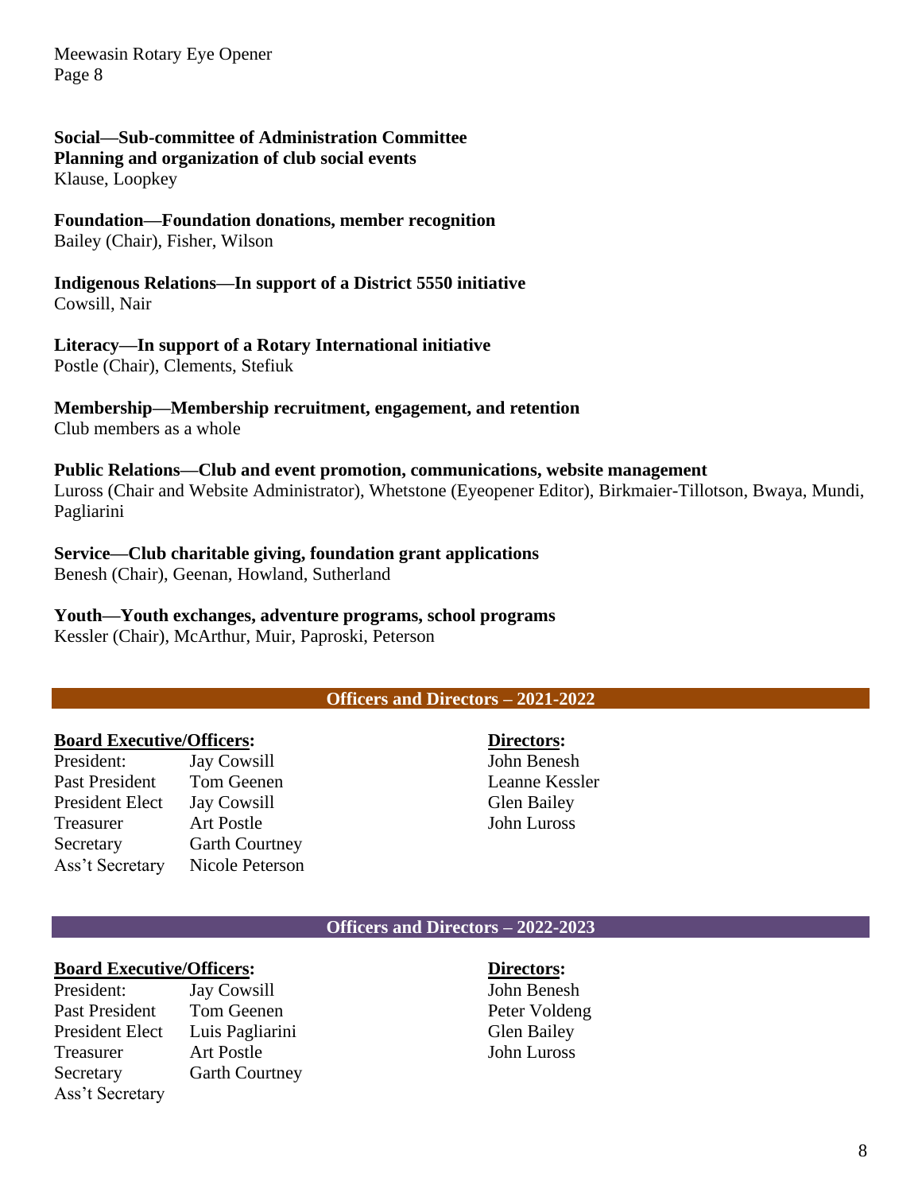**Social—Sub-committee of Administration Committee**
**Planning and organization of club social events**
Klause, Loopkey

**Foundation—Foundation donations, member recognition**
Bailey (Chair), Fisher, Wilson

**Indigenous Relations—In support of a District 5550 initiative**
Cowsill, Nair

**Literacy—In support of a Rotary International initiative**
Postle (Chair), Clements, Stefiuk

**Membership—Membership recruitment, engagement, and retention**
Club members as a whole

**Public Relations—Club and event promotion, communications, website management**
Luross (Chair and Website Administrator), Whetstone (Eyeopener Editor), Birkmaier-Tillotson, Bwaya, Mundi, Pagliarini

**Service—Club charitable giving, foundation grant applications**
Benesh (Chair), Geenan, Howland, Sutherland

**Youth—Youth exchanges, adventure programs, school programs**
Kessler (Chair), McArthur, Muir, Paproski, Peterson

## Officers and Directors – 2021-2022

**Board Executive/Officers:**

| | |
|---|---|
| President: | Jay Cowsill |
| Past President | Tom Geenen |
| President Elect | Jay Cowsill |
| Treasurer | Art Postle |
| Secretary | Garth Courtney |
| Ass't Secretary | Nicole Peterson |

**Directors:**
John Benesh
Leanne Kessler
Glen Bailey
John Luross

## Officers and Directors – 2022-2023

**Board Executive/Officers:**

| | |
|---|---|
| President: | Jay Cowsill |
| Past President | Tom Geenen |
| President Elect | Luis Pagliarini |
| Treasurer | Art Postle |
| Secretary | Garth Courtney |
| Ass't Secretary | |

**Directors:**
John Benesh
Peter Voldeng
Glen Bailey
John Luross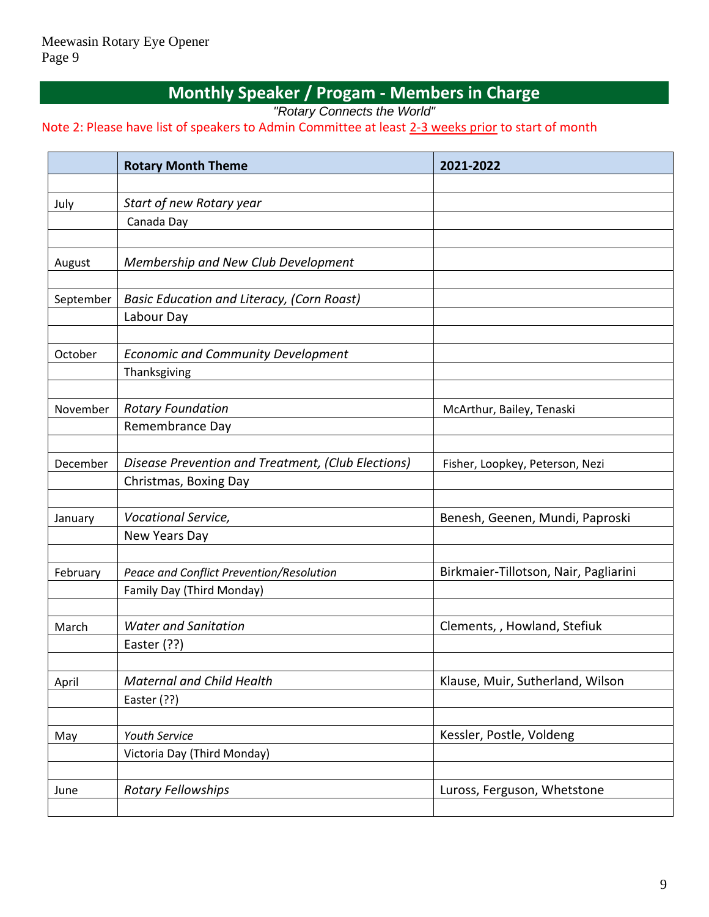## Monthly Speaker / Progam - Members in Charge

*"Rotary Connects the World"*

Note 2: Please have list of speakers to Admin Committee at least 2-3 weeks prior to start of month

| | **Rotary Month Theme** | **2021-2022** |
|---|---|---|
| | | |
| July | *Start of new Rotary year* | |
| | Canada Day | |
| | | |
| August | *Membership and New Club Development* | |
| | | |
| September | *Basic Education and Literacy, (Corn Roast)* | |
| | Labour Day | |
| | | |
| October | *Economic and Community Development* | |
| | Thanksgiving | |
| | | |
| November | *Rotary Foundation* | McArthur, Bailey, Tenaski |
| | Remembrance Day | |
| | | |
| December | *Disease Prevention and Treatment, (Club Elections)* | Fisher, Loopkey, Peterson, Nezi |
| | Christmas, Boxing Day | |
| | | |
| January | *Vocational Service,* | Benesh, Geenen, Mundi, Paproski |
| | New Years Day | |
| | | |
| February | *Peace and Conflict Prevention/Resolution* | Birkmaier-Tillotson, Nair, Pagliarini |
| | Family Day (Third Monday) | |
| | | |
| March | *Water and Sanitation* | Clements, , Howland, Stefiuk |
| | Easter (??) | |
| | | |
| April | *Maternal and Child Health* | Klause, Muir, Sutherland, Wilson |
| | Easter (??) | |
| | | |
| May | *Youth Service* | Kessler, Postle, Voldeng |
| | Victoria Day (Third Monday) | |
| | | |
| June | *Rotary Fellowships* | Luross, Ferguson, Whetstone |
| | | |